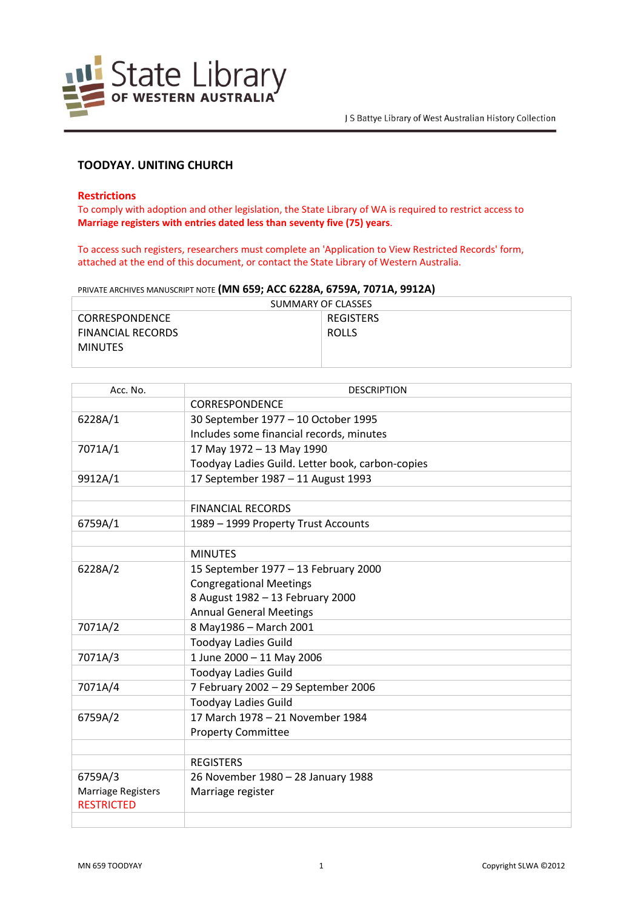# TOODYAY. UNITING CHURCH

**Restrictions**

To comply with adoption and other legislation, the State Library of WA is required to restrict access to **Marriage registers with entries dated less than seventy five (75) years**.

To access such registers, researchers must complete an 'Application to View Restricted Records' form, attached at the end of this document, or contact the State Library of Western Australia.

PRIVATE ARCHIVES MANUSCRIPT NOTE **(MN 659; ACC 6228A, 6759A, 7071A, 9912A)**

| SUMMARY OF CLASSES | |
|---|---|
| CORRESPONDENCE<br>FINANCIAL RECORDS<br>MINUTES | REGISTERS<br>ROLLS |

| Acc. No. | DESCRIPTION |
|---|---|
| | CORRESPONDENCE |
| 6228A/1 | 30 September 1977 – 10 October 1995<br>Includes some financial records, minutes |
| 7071A/1 | 17 May 1972 – 13 May 1990<br>Toodyay Ladies Guild. Letter book, carbon-copies |
| 9912A/1 | 17 September 1987 – 11 August 1993 |
| | |
| | FINANCIAL RECORDS |
| 6759A/1 | 1989 – 1999 Property Trust Accounts |
| | |
| | MINUTES |
| 6228A/2 | 15 September 1977 – 13 February 2000<br>Congregational Meetings<br>8 August 1982 – 13 February 2000<br>Annual General Meetings |
| 7071A/2 | 8 May1986 – March 2001 |
| | Toodyay Ladies Guild |
| 7071A/3 | 1 June 2000 – 11 May 2006 |
| | Toodyay Ladies Guild |
| 7071A/4 | 7 February 2002 – 29 September 2006 |
| | Toodyay Ladies Guild |
| 6759A/2 | 17 March 1978 – 21 November 1984<br>Property Committee |
| | |
| | REGISTERS |
| 6759A/3<br>Marriage Registers<br>RESTRICTED | 26 November 1980 – 28 January 1988<br>Marriage register |
| | |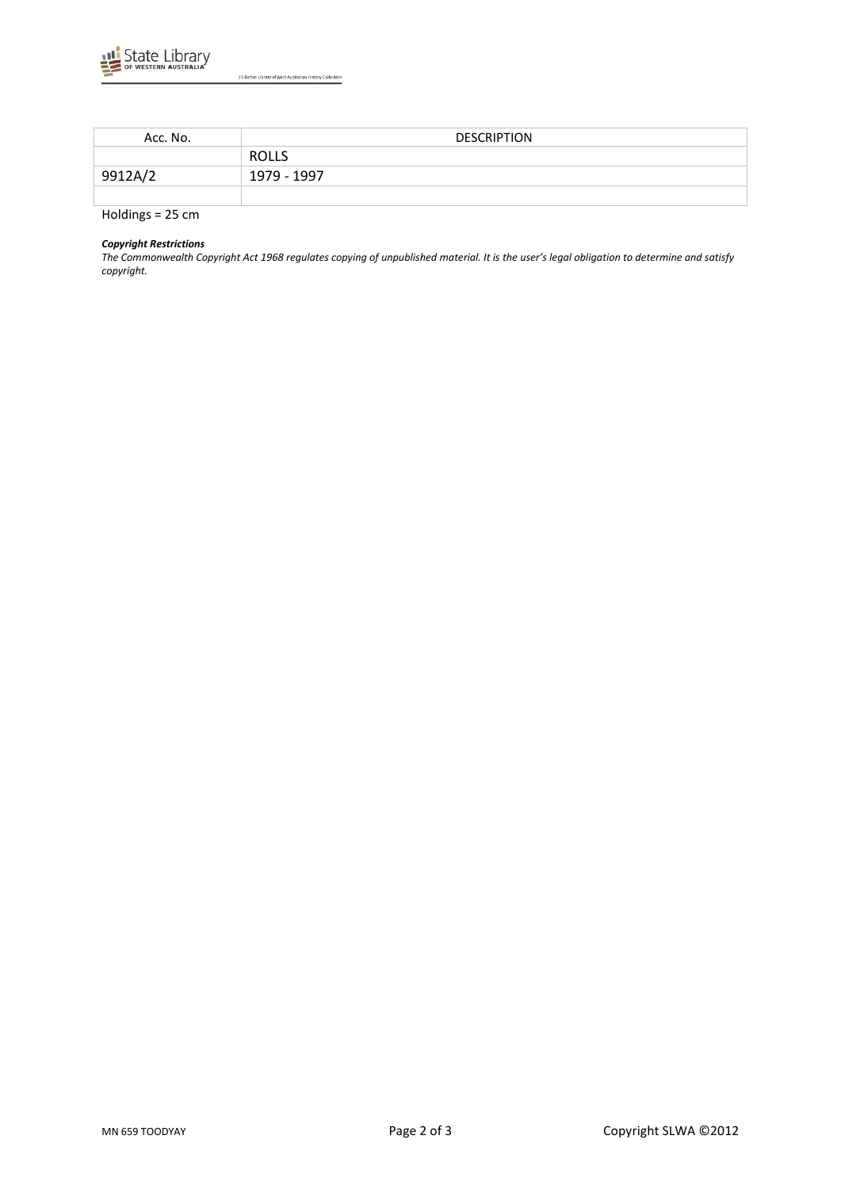| Acc. No. | DESCRIPTION |
|---|---|
| | ROLLS |
| 9912A/2 | 1979 - 1997 |
| | |

Holdings = 25 cm

***Copyright Restrictions***
*The Commonwealth Copyright Act 1968 regulates copying of unpublished material. It is the user's legal obligation to determine and satisfy copyright.*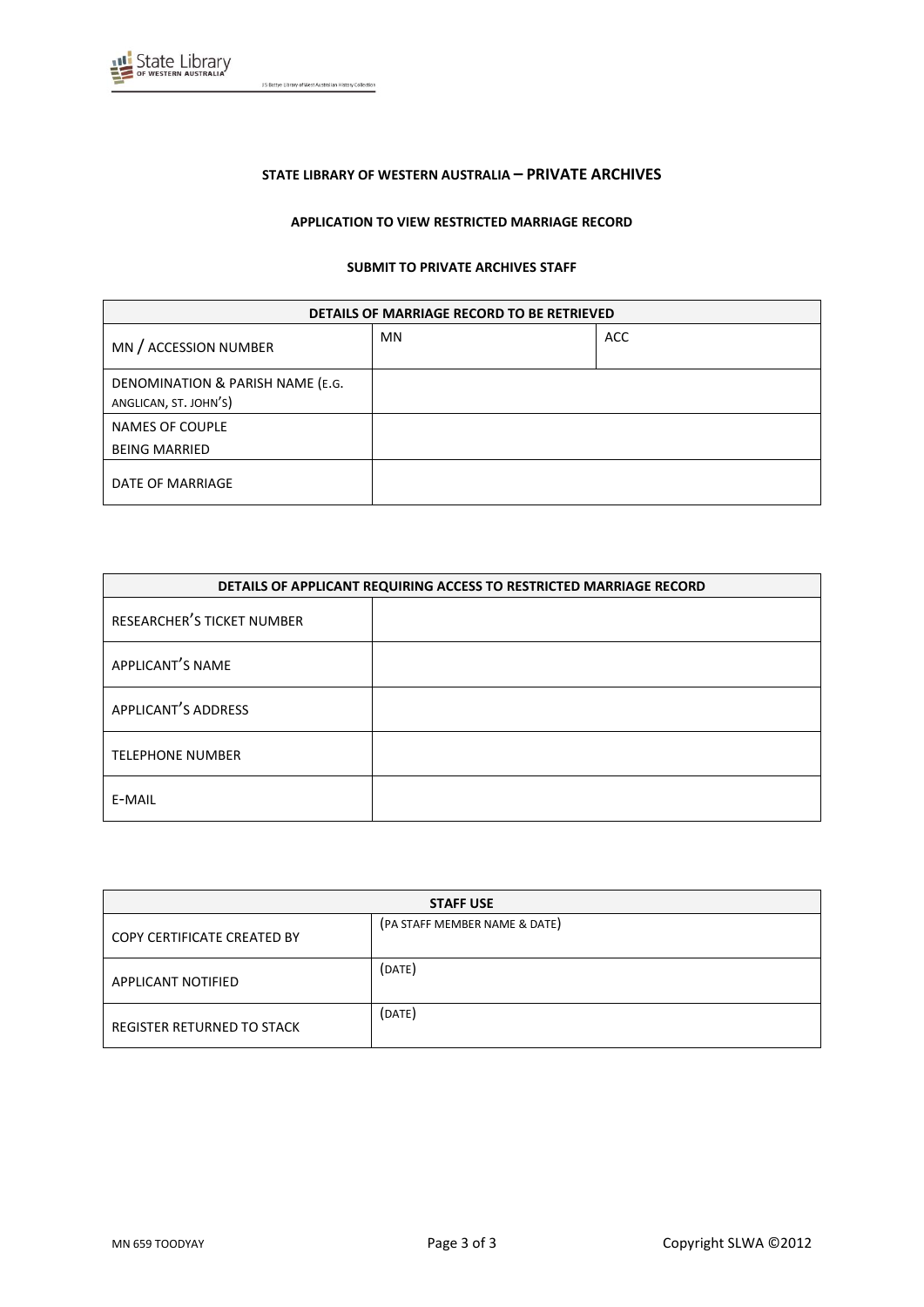**STATE LIBRARY OF WESTERN AUSTRALIA – PRIVATE ARCHIVES**

**APPLICATION TO VIEW RESTRICTED MARRIAGE RECORD**

**SUBMIT TO PRIVATE ARCHIVES STAFF**

| DETAILS OF MARRIAGE RECORD TO BE RETRIEVED | | |
|---|---|---|
| MN / ACCESSION NUMBER | MN | ACC |
| DENOMINATION & PARISH NAME (E.G. ANGLICAN, ST. JOHN'S) | | |
| NAMES OF COUPLE BEING MARRIED | | |
| DATE OF MARRIAGE | | |

| DETAILS OF APPLICANT REQUIRING ACCESS TO RESTRICTED MARRIAGE RECORD | |
|---|---|
| RESEARCHER'S TICKET NUMBER | |
| APPLICANT'S NAME | |
| APPLICANT'S ADDRESS | |
| TELEPHONE NUMBER | |
| E-MAIL | |

| STAFF USE | |
|---|---|
| COPY CERTIFICATE CREATED BY | (PA STAFF MEMBER NAME & DATE) |
| APPLICANT NOTIFIED | (DATE) |
| REGISTER RETURNED TO STACK | (DATE) |